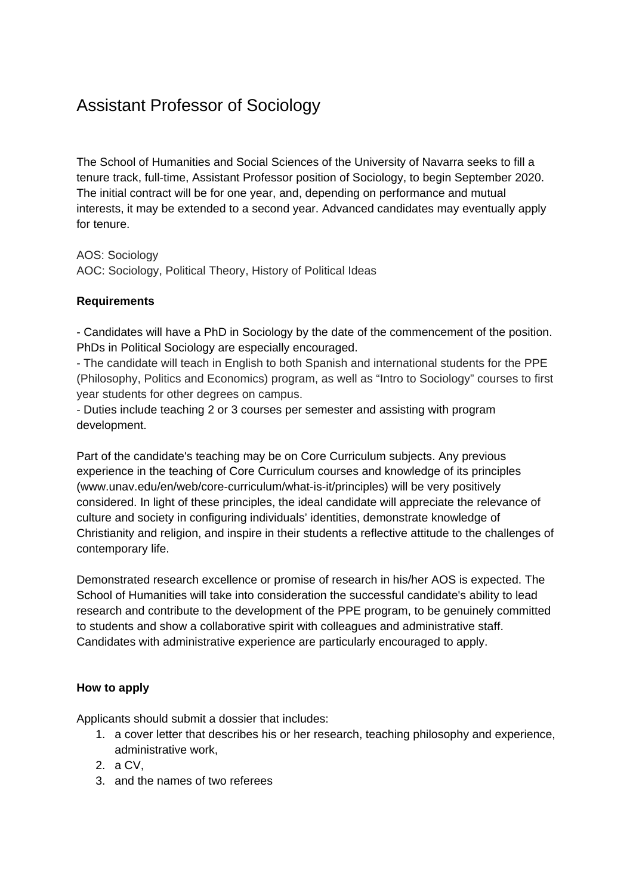# Assistant Professor of Sociology

The School of Humanities and Social Sciences of the University of Navarra seeks to fill a tenure track, full-time, Assistant Professor position of Sociology, to begin September 2020. The initial contract will be for one year, and, depending on performance and mutual interests, it may be extended to a second year. Advanced candidates may eventually apply for tenure.

AOS: Sociology
AOC: Sociology, Political Theory, History of Political Ideas

**Requirements**

- Candidates will have a PhD in Sociology by the date of the commencement of the position. PhDs in Political Sociology are especially encouraged.
- The candidate will teach in English to both Spanish and international students for the PPE (Philosophy, Politics and Economics) program, as well as “Intro to Sociology” courses to first year students for other degrees on campus.
- Duties include teaching 2 or 3 courses per semester and assisting with program development.

Part of the candidate's teaching may be on Core Curriculum subjects. Any previous experience in the teaching of Core Curriculum courses and knowledge of its principles (www.unav.edu/en/web/core-curriculum/what-is-it/principles) will be very positively considered. In light of these principles, the ideal candidate will appreciate the relevance of culture and society in configuring individuals' identities, demonstrate knowledge of Christianity and religion, and inspire in their students a reflective attitude to the challenges of contemporary life.

Demonstrated research excellence or promise of research in his/her AOS is expected. The School of Humanities will take into consideration the successful candidate's ability to lead research and contribute to the development of the PPE program, to be genuinely committed to students and show a collaborative spirit with colleagues and administrative staff. Candidates with administrative experience are particularly encouraged to apply.

**How to apply**

Applicants should submit a dossier that includes:

1. a cover letter that describes his or her research, teaching philosophy and experience, administrative work,
2. a CV,
3. and the names of two referees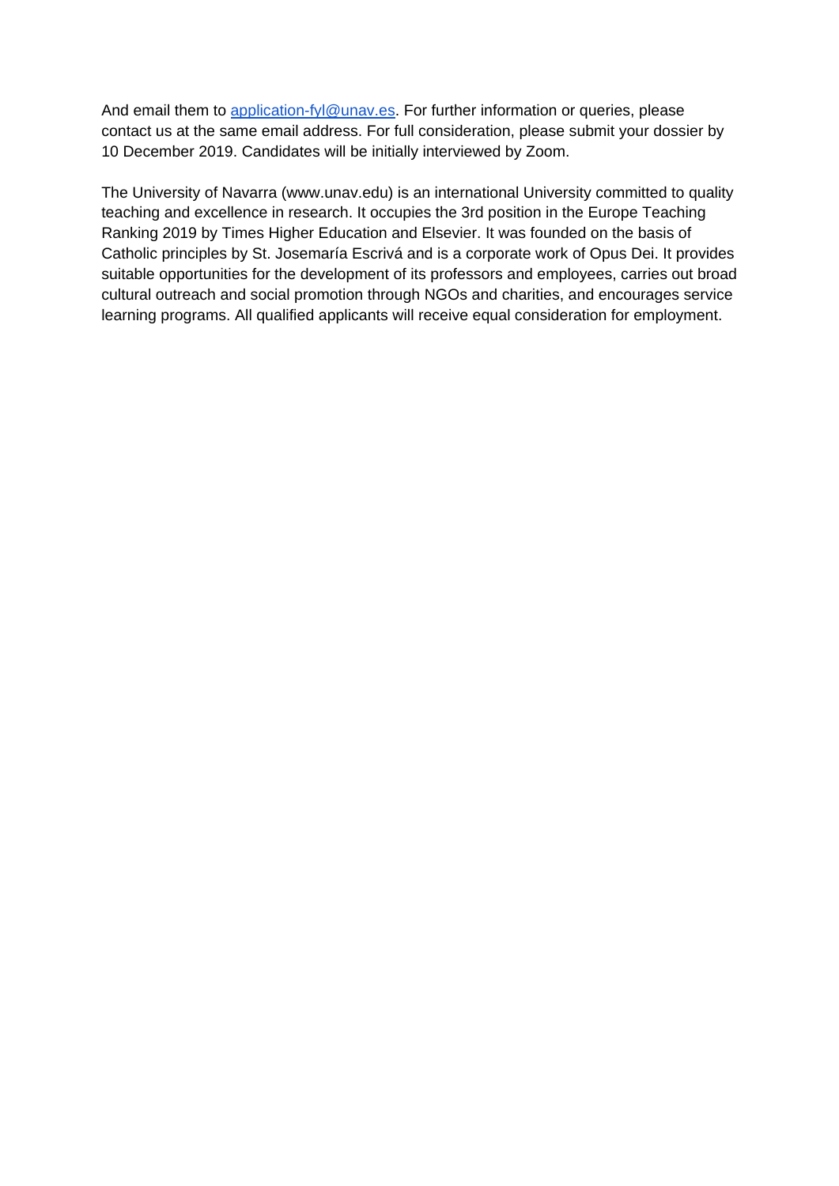And email them to application-fyl@unav.es. For further information or queries, please contact us at the same email address. For full consideration, please submit your dossier by 10 December 2019. Candidates will be initially interviewed by Zoom.

The University of Navarra (www.unav.edu) is an international University committed to quality teaching and excellence in research. It occupies the 3rd position in the Europe Teaching Ranking 2019 by Times Higher Education and Elsevier. It was founded on the basis of Catholic principles by St. Josemaría Escrivá and is a corporate work of Opus Dei. It provides suitable opportunities for the development of its professors and employees, carries out broad cultural outreach and social promotion through NGOs and charities, and encourages service learning programs. All qualified applicants will receive equal consideration for employment.